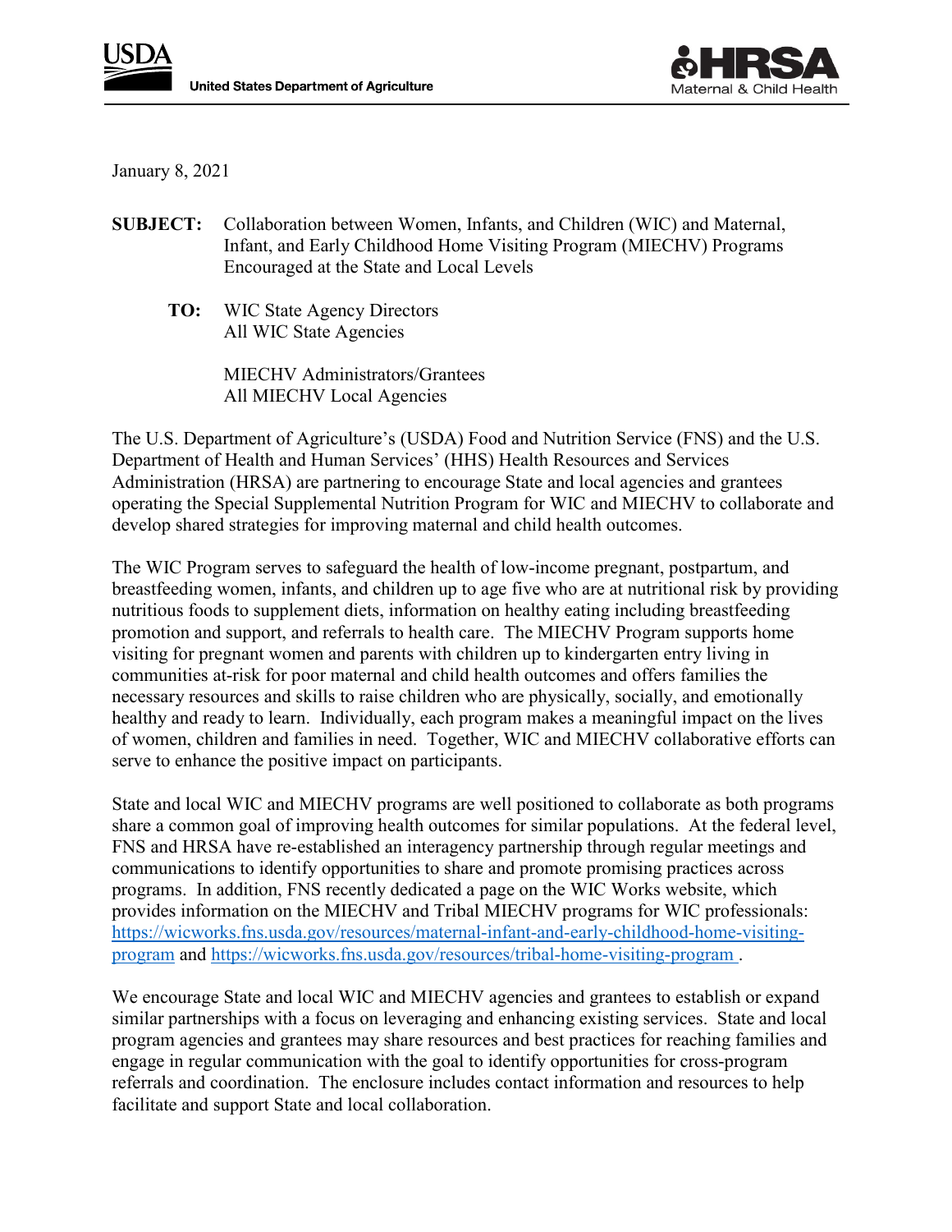United States Department of Agriculture

Maternal & Child Health

January 8, 2021

**SUBJECT:** Collaboration between Women, Infants, and Children (WIC) and Maternal, Infant, and Early Childhood Home Visiting Program (MIECHV) Programs Encouraged at the State and Local Levels

**TO:** WIC State Agency Directors
All WIC State Agencies

MIECHV Administrators/Grantees
All MIECHV Local Agencies

The U.S. Department of Agriculture's (USDA) Food and Nutrition Service (FNS) and the U.S. Department of Health and Human Services' (HHS) Health Resources and Services Administration (HRSA) are partnering to encourage State and local agencies and grantees operating the Special Supplemental Nutrition Program for WIC and MIECHV to collaborate and develop shared strategies for improving maternal and child health outcomes.

The WIC Program serves to safeguard the health of low-income pregnant, postpartum, and breastfeeding women, infants, and children up to age five who are at nutritional risk by providing nutritious foods to supplement diets, information on healthy eating including breastfeeding promotion and support, and referrals to health care. The MIECHV Program supports home visiting for pregnant women and parents with children up to kindergarten entry living in communities at-risk for poor maternal and child health outcomes and offers families the necessary resources and skills to raise children who are physically, socially, and emotionally healthy and ready to learn. Individually, each program makes a meaningful impact on the lives of women, children and families in need. Together, WIC and MIECHV collaborative efforts can serve to enhance the positive impact on participants.

State and local WIC and MIECHV programs are well positioned to collaborate as both programs share a common goal of improving health outcomes for similar populations. At the federal level, FNS and HRSA have re-established an interagency partnership through regular meetings and communications to identify opportunities to share and promote promising practices across programs. In addition, FNS recently dedicated a page on the WIC Works website, which provides information on the MIECHV and Tribal MIECHV programs for WIC professionals: https://wicworks.fns.usda.gov/resources/maternal-infant-and-early-childhood-home-visiting-program and https://wicworks.fns.usda.gov/resources/tribal-home-visiting-program .

We encourage State and local WIC and MIECHV agencies and grantees to establish or expand similar partnerships with a focus on leveraging and enhancing existing services. State and local program agencies and grantees may share resources and best practices for reaching families and engage in regular communication with the goal to identify opportunities for cross-program referrals and coordination. The enclosure includes contact information and resources to help facilitate and support State and local collaboration.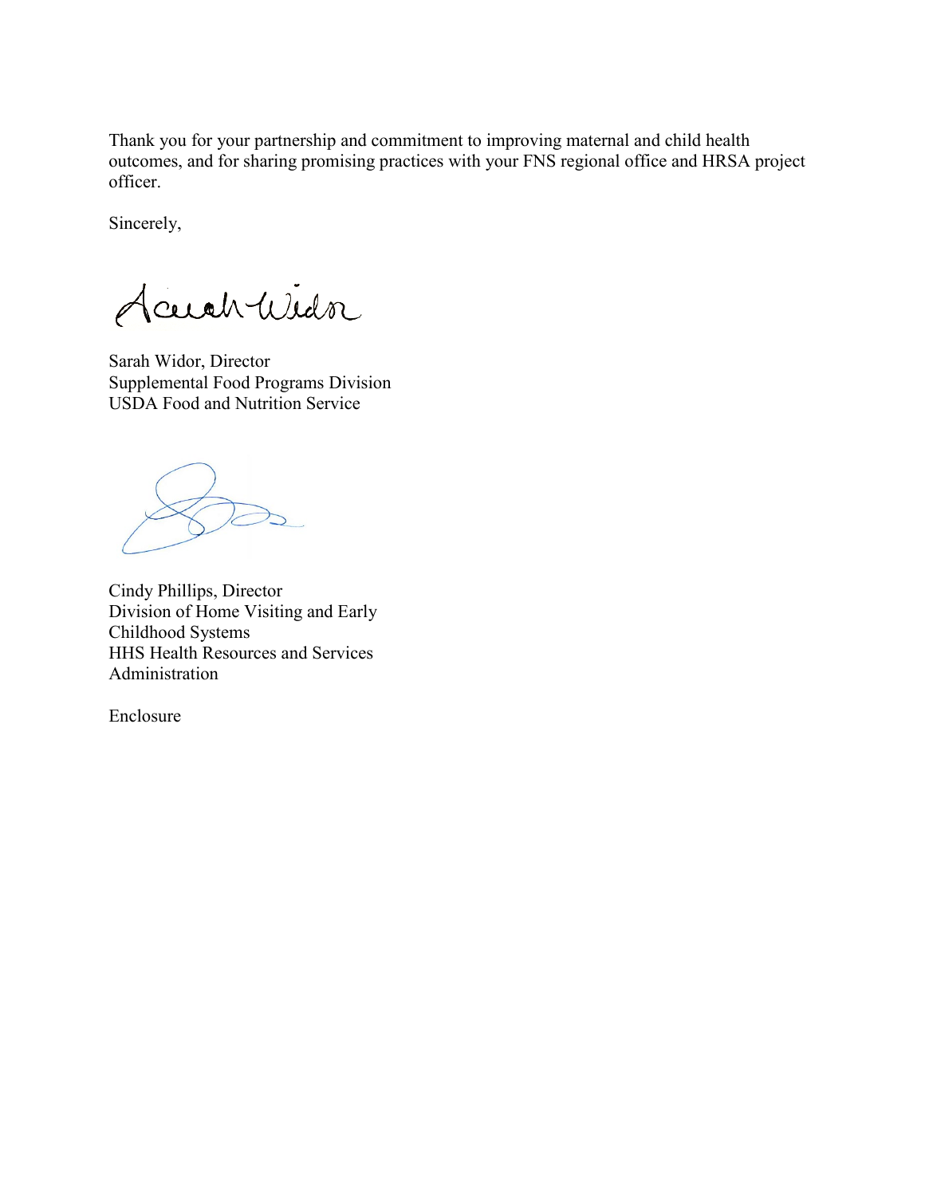Thank you for your partnership and commitment to improving maternal and child health outcomes, and for sharing promising practices with your FNS regional office and HRSA project officer.

Sincerely,

Sarah Widor, Director
Supplemental Food Programs Division
USDA Food and Nutrition Service

Cindy Phillips, Director
Division of Home Visiting and Early Childhood Systems
HHS Health Resources and Services Administration

Enclosure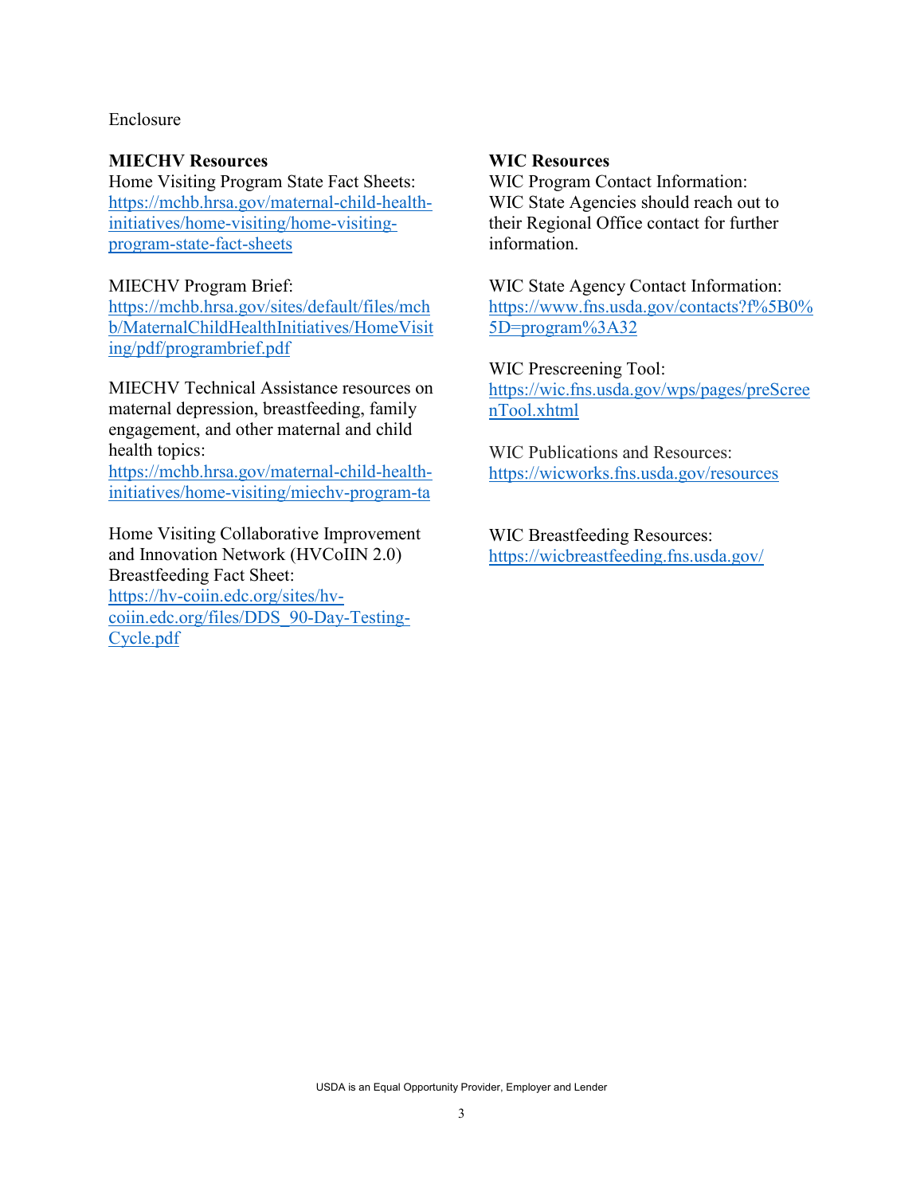Enclosure

**MIECHV Resources**

Home Visiting Program State Fact Sheets:
https://mchb.hrsa.gov/maternal-child-health-initiatives/home-visiting/home-visiting-program-state-fact-sheets

MIECHV Program Brief:
https://mchb.hrsa.gov/sites/default/files/mchb/MaternalChildHealthInitiatives/HomeVisiting/pdf/programbrief.pdf

MIECHV Technical Assistance resources on maternal depression, breastfeeding, family engagement, and other maternal and child health topics:
https://mchb.hrsa.gov/maternal-child-health-initiatives/home-visiting/miechv-program-ta

Home Visiting Collaborative Improvement and Innovation Network (HVCoIIN 2.0) Breastfeeding Fact Sheet:
https://hv-coiin.edc.org/sites/hv-coiin.edc.org/files/DDS_90-Day-Testing-Cycle.pdf

**WIC Resources**

WIC Program Contact Information:
WIC State Agencies should reach out to their Regional Office contact for further information.

WIC State Agency Contact Information:
https://www.fns.usda.gov/contacts?f%5B0%5D=program%3A32

WIC Prescreening Tool:
https://wic.fns.usda.gov/wps/pages/preScreenTool.xhtml

WIC Publications and Resources:
https://wicworks.fns.usda.gov/resources

WIC Breastfeeding Resources:
https://wicbreastfeeding.fns.usda.gov/

USDA is an Equal Opportunity Provider, Employer and Lender